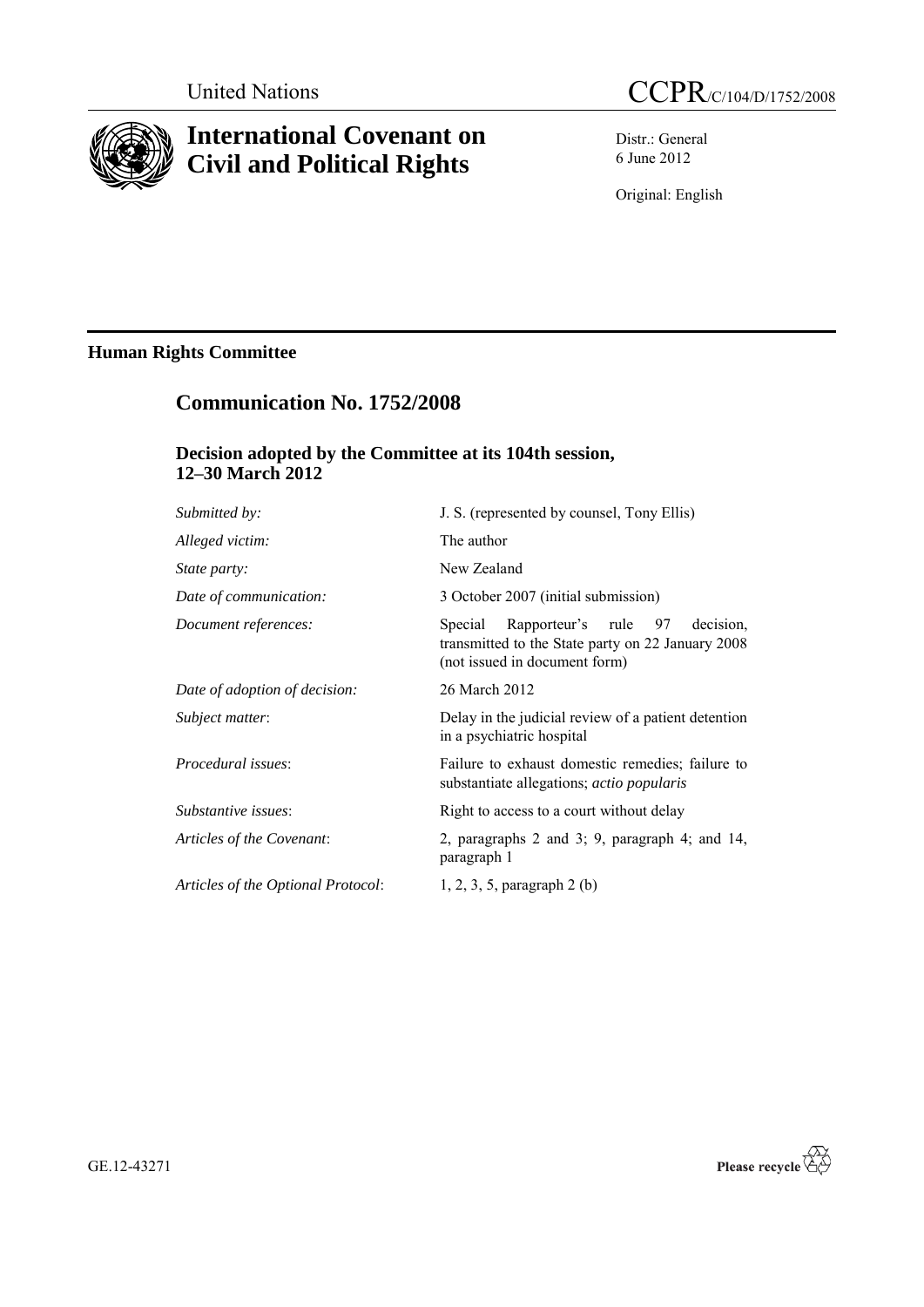United Nations CCPR/C/104/D/1752/2008

# International Covenant on Civil and Political Rights

Distr.: General
6 June 2012

Original: English

## Human Rights Committee

## Communication No. 1752/2008

### Decision adopted by the Committee at its 104th session, 12–30 March 2012

| | |
|---|---|
| *Submitted by:* | J. S. (represented by counsel, Tony Ellis) |
| *Alleged victim:* | The author |
| *State party:* | New Zealand |
| *Date of communication:* | 3 October 2007 (initial submission) |
| *Document references:* | Special Rapporteur's rule 97 decision, transmitted to the State party on 22 January 2008 (not issued in document form) |
| *Date of adoption of decision:* | 26 March 2012 |
| *Subject matter*: | Delay in the judicial review of a patient detention in a psychiatric hospital |
| *Procedural issues*: | Failure to exhaust domestic remedies; failure to substantiate allegations; *actio popularis* |
| *Substantive issues*: | Right to access to a court without delay |
| *Articles of the Covenant*: | 2, paragraphs 2 and 3; 9, paragraph 4; and 14, paragraph 1 |
| *Articles of the Optional Protocol*: | 1, 2, 3, 5, paragraph 2 (b) |

GE.12-43271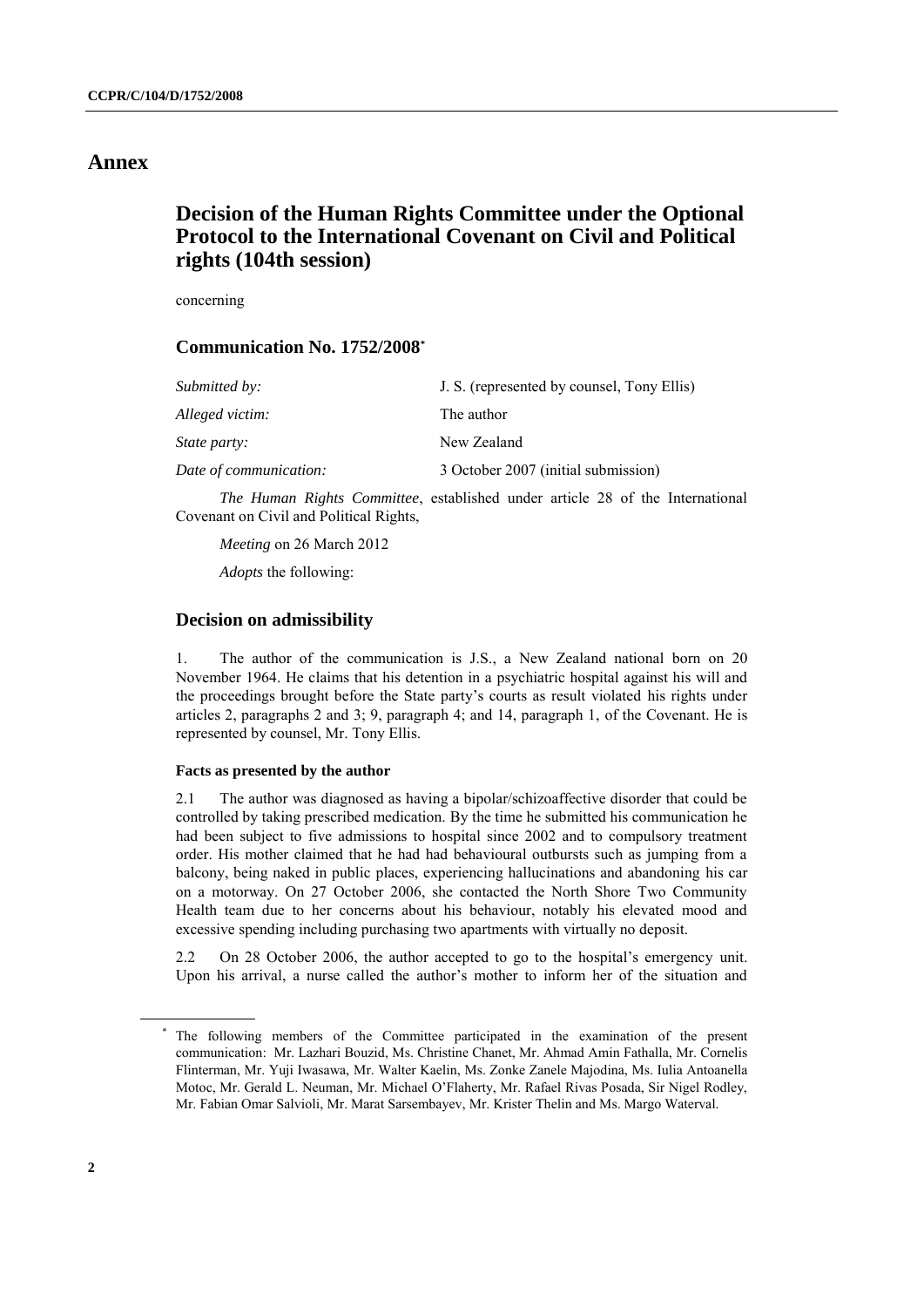# Annex

## Decision of the Human Rights Committee under the Optional Protocol to the International Covenant on Civil and Political rights (104th session)

concerning

### Communication No. 1752/2008*

| | |
|---|---|
| *Submitted by:* | J. S. (represented by counsel, Tony Ellis) |
| *Alleged victim:* | The author |
| *State party:* | New Zealand |
| *Date of communication:* | 3 October 2007 (initial submission) |

*The Human Rights Committee*, established under article 28 of the International Covenant on Civil and Political Rights,

*Meeting* on 26 March 2012

*Adopts* the following:

### Decision on admissibility

1. The author of the communication is J.S., a New Zealand national born on 20 November 1964. He claims that his detention in a psychiatric hospital against his will and the proceedings brought before the State party's courts as result violated his rights under articles 2, paragraphs 2 and 3; 9, paragraph 4; and 14, paragraph 1, of the Covenant. He is represented by counsel, Mr. Tony Ellis.

#### Facts as presented by the author

2.1 The author was diagnosed as having a bipolar/schizoaffective disorder that could be controlled by taking prescribed medication. By the time he submitted his communication he had been subject to five admissions to hospital since 2002 and to compulsory treatment order. His mother claimed that he had had behavioural outbursts such as jumping from a balcony, being naked in public places, experiencing hallucinations and abandoning his car on a motorway. On 27 October 2006, she contacted the North Shore Two Community Health team due to her concerns about his behaviour, notably his elevated mood and excessive spending including purchasing two apartments with virtually no deposit.

2.2 On 28 October 2006, the author accepted to go to the hospital's emergency unit. Upon his arrival, a nurse called the author's mother to inform her of the situation and

---

* The following members of the Committee participated in the examination of the present communication: Mr. Lazhari Bouzid, Ms. Christine Chanet, Mr. Ahmad Amin Fathalla, Mr. Cornelis Flinterman, Mr. Yuji Iwasawa, Mr. Walter Kaelin, Ms. Zonke Zanele Majodina, Ms. Iulia Antoanella Motoc, Mr. Gerald L. Neuman, Mr. Michael O'Flaherty, Mr. Rafael Rivas Posada, Sir Nigel Rodley, Mr. Fabian Omar Salvioli, Mr. Marat Sarsembayev, Mr. Krister Thelin and Ms. Margo Waterval.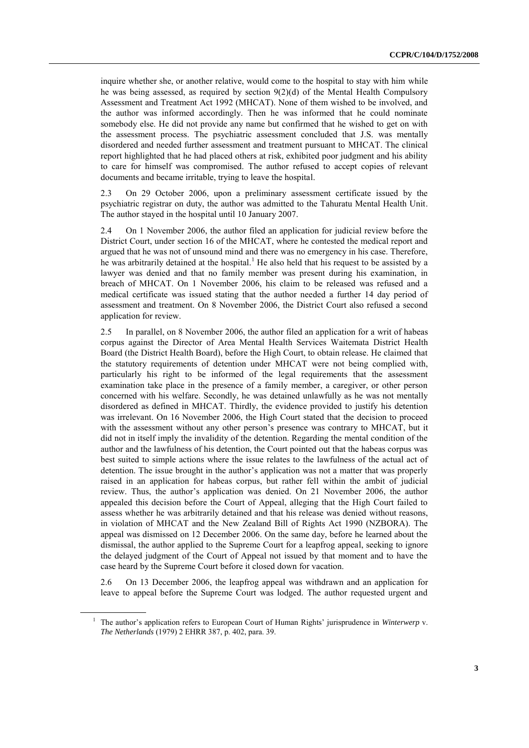inquire whether she, or another relative, would come to the hospital to stay with him while he was being assessed, as required by section 9(2)(d) of the Mental Health Compulsory Assessment and Treatment Act 1992 (MHCAT). None of them wished to be involved, and the author was informed accordingly. Then he was informed that he could nominate somebody else. He did not provide any name but confirmed that he wished to get on with the assessment process. The psychiatric assessment concluded that J.S. was mentally disordered and needed further assessment and treatment pursuant to MHCAT. The clinical report highlighted that he had placed others at risk, exhibited poor judgment and his ability to care for himself was compromised. The author refused to accept copies of relevant documents and became irritable, trying to leave the hospital.

2.3 On 29 October 2006, upon a preliminary assessment certificate issued by the psychiatric registrar on duty, the author was admitted to the Tahuratu Mental Health Unit. The author stayed in the hospital until 10 January 2007.

2.4 On 1 November 2006, the author filed an application for judicial review before the District Court, under section 16 of the MHCAT, where he contested the medical report and argued that he was not of unsound mind and there was no emergency in his case. Therefore, he was arbitrarily detained at the hospital.[1] He also held that his request to be assisted by a lawyer was denied and that no family member was present during his examination, in breach of MHCAT. On 1 November 2006, his claim to be released was refused and a medical certificate was issued stating that the author needed a further 14 day period of assessment and treatment. On 8 November 2006, the District Court also refused a second application for review.

2.5 In parallel, on 8 November 2006, the author filed an application for a writ of habeas corpus against the Director of Area Mental Health Services Waitemata District Health Board (the District Health Board), before the High Court, to obtain release. He claimed that the statutory requirements of detention under MHCAT were not being complied with, particularly his right to be informed of the legal requirements that the assessment examination take place in the presence of a family member, a caregiver, or other person concerned with his welfare. Secondly, he was detained unlawfully as he was not mentally disordered as defined in MHCAT. Thirdly, the evidence provided to justify his detention was irrelevant. On 16 November 2006, the High Court stated that the decision to proceed with the assessment without any other person's presence was contrary to MHCAT, but it did not in itself imply the invalidity of the detention. Regarding the mental condition of the author and the lawfulness of his detention, the Court pointed out that the habeas corpus was best suited to simple actions where the issue relates to the lawfulness of the actual act of detention. The issue brought in the author's application was not a matter that was properly raised in an application for habeas corpus, but rather fell within the ambit of judicial review. Thus, the author's application was denied. On 21 November 2006, the author appealed this decision before the Court of Appeal, alleging that the High Court failed to assess whether he was arbitrarily detained and that his release was denied without reasons, in violation of MHCAT and the New Zealand Bill of Rights Act 1990 (NZBORA). The appeal was dismissed on 12 December 2006. On the same day, before he learned about the dismissal, the author applied to the Supreme Court for a leapfrog appeal, seeking to ignore the delayed judgment of the Court of Appeal not issued by that moment and to have the case heard by the Supreme Court before it closed down for vacation.

2.6 On 13 December 2006, the leapfrog appeal was withdrawn and an application for leave to appeal before the Supreme Court was lodged. The author requested urgent and

[1] The author's application refers to European Court of Human Rights' jurisprudence in *Winterwerp* v. *The Netherlands* (1979) 2 EHRR 387, p. 402, para. 39.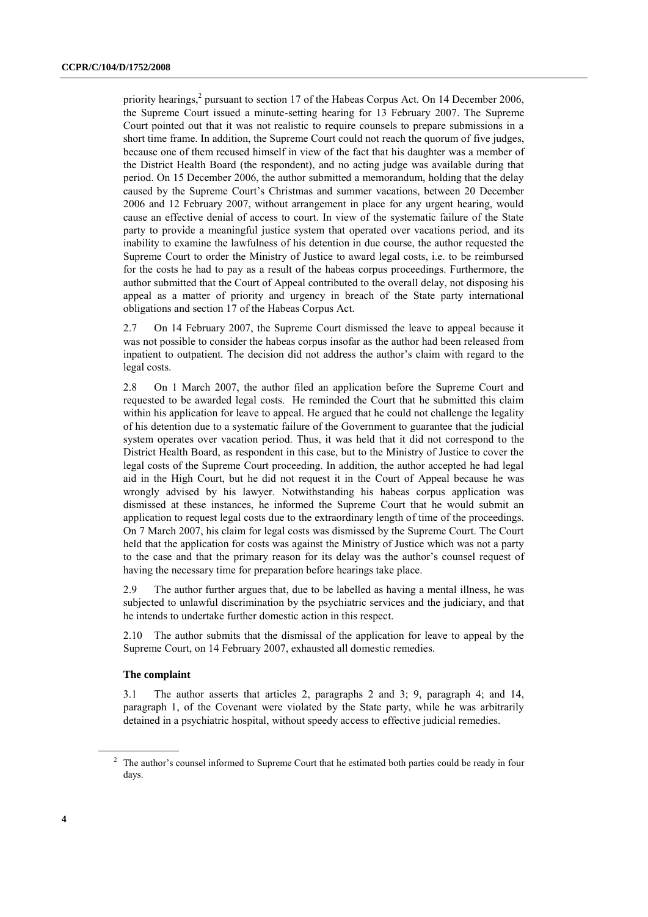priority hearings,[2] pursuant to section 17 of the Habeas Corpus Act. On 14 December 2006, the Supreme Court issued a minute-setting hearing for 13 February 2007. The Supreme Court pointed out that it was not realistic to require counsels to prepare submissions in a short time frame. In addition, the Supreme Court could not reach the quorum of five judges, because one of them recused himself in view of the fact that his daughter was a member of the District Health Board (the respondent), and no acting judge was available during that period. On 15 December 2006, the author submitted a memorandum, holding that the delay caused by the Supreme Court's Christmas and summer vacations, between 20 December 2006 and 12 February 2007, without arrangement in place for any urgent hearing, would cause an effective denial of access to court. In view of the systematic failure of the State party to provide a meaningful justice system that operated over vacations period, and its inability to examine the lawfulness of his detention in due course, the author requested the Supreme Court to order the Ministry of Justice to award legal costs, i.e. to be reimbursed for the costs he had to pay as a result of the habeas corpus proceedings. Furthermore, the author submitted that the Court of Appeal contributed to the overall delay, not disposing his appeal as a matter of priority and urgency in breach of the State party international obligations and section 17 of the Habeas Corpus Act.

2.7 On 14 February 2007, the Supreme Court dismissed the leave to appeal because it was not possible to consider the habeas corpus insofar as the author had been released from inpatient to outpatient. The decision did not address the author's claim with regard to the legal costs.

2.8 On 1 March 2007, the author filed an application before the Supreme Court and requested to be awarded legal costs. He reminded the Court that he submitted this claim within his application for leave to appeal. He argued that he could not challenge the legality of his detention due to a systematic failure of the Government to guarantee that the judicial system operates over vacation period. Thus, it was held that it did not correspond to the District Health Board, as respondent in this case, but to the Ministry of Justice to cover the legal costs of the Supreme Court proceeding. In addition, the author accepted he had legal aid in the High Court, but he did not request it in the Court of Appeal because he was wrongly advised by his lawyer. Notwithstanding his habeas corpus application was dismissed at these instances, he informed the Supreme Court that he would submit an application to request legal costs due to the extraordinary length of time of the proceedings. On 7 March 2007, his claim for legal costs was dismissed by the Supreme Court. The Court held that the application for costs was against the Ministry of Justice which was not a party to the case and that the primary reason for its delay was the author's counsel request of having the necessary time for preparation before hearings take place.

2.9 The author further argues that, due to be labelled as having a mental illness, he was subjected to unlawful discrimination by the psychiatric services and the judiciary, and that he intends to undertake further domestic action in this respect.

2.10 The author submits that the dismissal of the application for leave to appeal by the Supreme Court, on 14 February 2007, exhausted all domestic remedies.

### The complaint

3.1 The author asserts that articles 2, paragraphs 2 and 3; 9, paragraph 4; and 14, paragraph 1, of the Covenant were violated by the State party, while he was arbitrarily detained in a psychiatric hospital, without speedy access to effective judicial remedies.

[2] The author's counsel informed to Supreme Court that he estimated both parties could be ready in four days.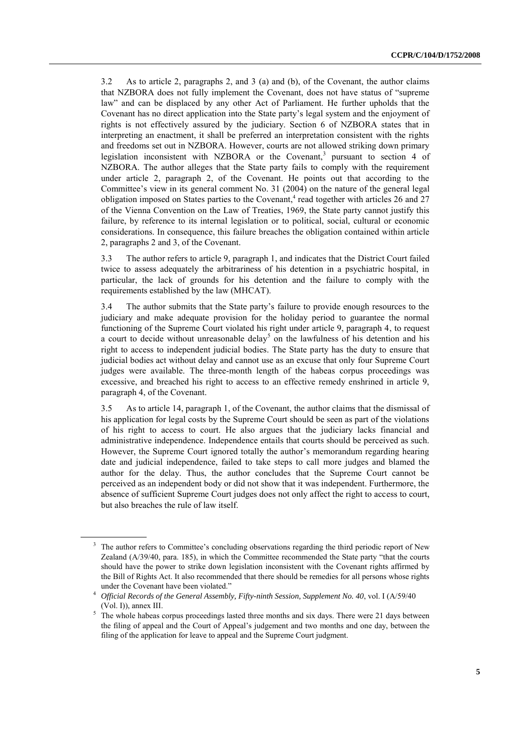3.2 As to article 2, paragraphs 2, and 3 (a) and (b), of the Covenant, the author claims that NZBORA does not fully implement the Covenant, does not have status of "supreme law" and can be displaced by any other Act of Parliament. He further upholds that the Covenant has no direct application into the State party's legal system and the enjoyment of rights is not effectively assured by the judiciary. Section 6 of NZBORA states that in interpreting an enactment, it shall be preferred an interpretation consistent with the rights and freedoms set out in NZBORA. However, courts are not allowed striking down primary legislation inconsistent with NZBORA or the Covenant,[3] pursuant to section 4 of NZBORA. The author alleges that the State party fails to comply with the requirement under article 2, paragraph 2, of the Covenant. He points out that according to the Committee's view in its general comment No. 31 (2004) on the nature of the general legal obligation imposed on States parties to the Covenant,[4] read together with articles 26 and 27 of the Vienna Convention on the Law of Treaties, 1969, the State party cannot justify this failure, by reference to its internal legislation or to political, social, cultural or economic considerations. In consequence, this failure breaches the obligation contained within article 2, paragraphs 2 and 3, of the Covenant.

3.3 The author refers to article 9, paragraph 1, and indicates that the District Court failed twice to assess adequately the arbitrariness of his detention in a psychiatric hospital, in particular, the lack of grounds for his detention and the failure to comply with the requirements established by the law (MHCAT).

3.4 The author submits that the State party's failure to provide enough resources to the judiciary and make adequate provision for the holiday period to guarantee the normal functioning of the Supreme Court violated his right under article 9, paragraph 4, to request a court to decide without unreasonable delay[5] on the lawfulness of his detention and his right to access to independent judicial bodies. The State party has the duty to ensure that judicial bodies act without delay and cannot use as an excuse that only four Supreme Court judges were available. The three-month length of the habeas corpus proceedings was excessive, and breached his right to access to an effective remedy enshrined in article 9, paragraph 4, of the Covenant.

3.5 As to article 14, paragraph 1, of the Covenant, the author claims that the dismissal of his application for legal costs by the Supreme Court should be seen as part of the violations of his right to access to court. He also argues that the judiciary lacks financial and administrative independence. Independence entails that courts should be perceived as such. However, the Supreme Court ignored totally the author's memorandum regarding hearing date and judicial independence, failed to take steps to call more judges and blamed the author for the delay. Thus, the author concludes that the Supreme Court cannot be perceived as an independent body or did not show that it was independent. Furthermore, the absence of sufficient Supreme Court judges does not only affect the right to access to court, but also breaches the rule of law itself.

---

[3] The author refers to Committee's concluding observations regarding the third periodic report of New Zealand (A/39/40, para. 185), in which the Committee recommended the State party "that the courts should have the power to strike down legislation inconsistent with the Covenant rights affirmed by the Bill of Rights Act. It also recommended that there should be remedies for all persons whose rights under the Covenant have been violated."

[4] *Official Records of the General Assembly, Fifty-ninth Session, Supplement No. 40*, vol. I (A/59/40 (Vol. I)), annex III.

[5] The whole habeas corpus proceedings lasted three months and six days. There were 21 days between the filing of appeal and the Court of Appeal's judgement and two months and one day, between the filing of the application for leave to appeal and the Supreme Court judgment.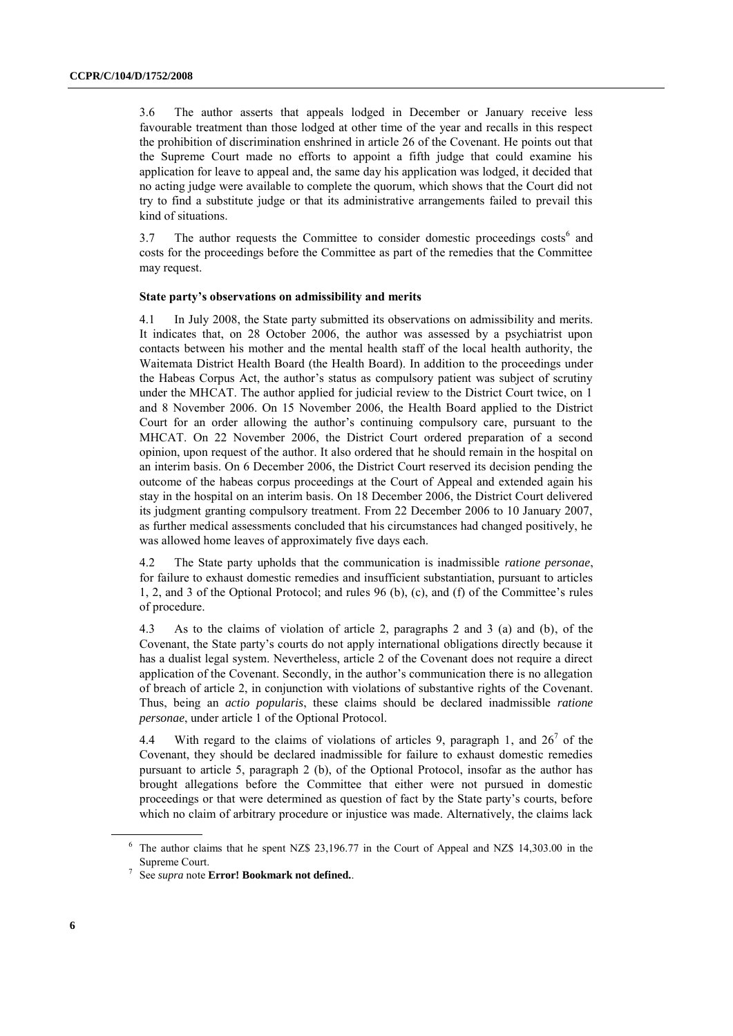3.6 The author asserts that appeals lodged in December or January receive less favourable treatment than those lodged at other time of the year and recalls in this respect the prohibition of discrimination enshrined in article 26 of the Covenant. He points out that the Supreme Court made no efforts to appoint a fifth judge that could examine his application for leave to appeal and, the same day his application was lodged, it decided that no acting judge were available to complete the quorum, which shows that the Court did not try to find a substitute judge or that its administrative arrangements failed to prevail this kind of situations.

3.7 The author requests the Committee to consider domestic proceedings costs[6] and costs for the proceedings before the Committee as part of the remedies that the Committee may request.

### State party's observations on admissibility and merits

4.1 In July 2008, the State party submitted its observations on admissibility and merits. It indicates that, on 28 October 2006, the author was assessed by a psychiatrist upon contacts between his mother and the mental health staff of the local health authority, the Waitemata District Health Board (the Health Board). In addition to the proceedings under the Habeas Corpus Act, the author's status as compulsory patient was subject of scrutiny under the MHCAT. The author applied for judicial review to the District Court twice, on 1 and 8 November 2006. On 15 November 2006, the Health Board applied to the District Court for an order allowing the author's continuing compulsory care, pursuant to the MHCAT. On 22 November 2006, the District Court ordered preparation of a second opinion, upon request of the author. It also ordered that he should remain in the hospital on an interim basis. On 6 December 2006, the District Court reserved its decision pending the outcome of the habeas corpus proceedings at the Court of Appeal and extended again his stay in the hospital on an interim basis. On 18 December 2006, the District Court delivered its judgment granting compulsory treatment. From 22 December 2006 to 10 January 2007, as further medical assessments concluded that his circumstances had changed positively, he was allowed home leaves of approximately five days each.

4.2 The State party upholds that the communication is inadmissible *ratione personae*, for failure to exhaust domestic remedies and insufficient substantiation, pursuant to articles 1, 2, and 3 of the Optional Protocol; and rules 96 (b), (c), and (f) of the Committee's rules of procedure.

4.3 As to the claims of violation of article 2, paragraphs 2 and 3 (a) and (b), of the Covenant, the State party's courts do not apply international obligations directly because it has a dualist legal system. Nevertheless, article 2 of the Covenant does not require a direct application of the Covenant. Secondly, in the author's communication there is no allegation of breach of article 2, in conjunction with violations of substantive rights of the Covenant. Thus, being an *actio popularis*, these claims should be declared inadmissible *ratione personae*, under article 1 of the Optional Protocol.

4.4 With regard to the claims of violations of articles 9, paragraph 1, and 26[7] of the Covenant, they should be declared inadmissible for failure to exhaust domestic remedies pursuant to article 5, paragraph 2 (b), of the Optional Protocol, insofar as the author has brought allegations before the Committee that either were not pursued in domestic proceedings or that were determined as question of fact by the State party's courts, before which no claim of arbitrary procedure or injustice was made. Alternatively, the claims lack

[6] The author claims that he spent NZ$ 23,196.77 in the Court of Appeal and NZ$ 14,303.00 in the Supreme Court.

[7] See *supra* note **Error! Bookmark not defined.**.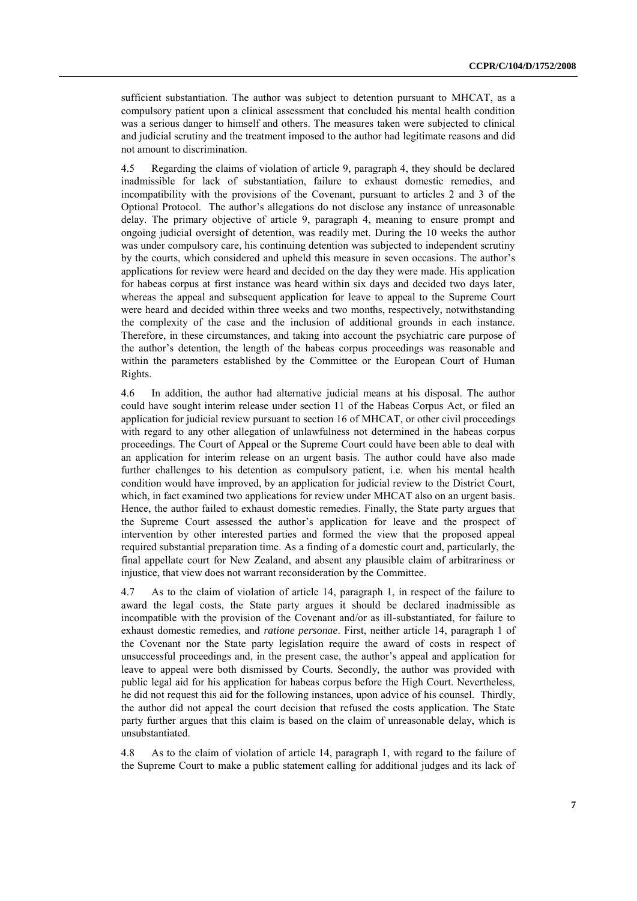sufficient substantiation. The author was subject to detention pursuant to MHCAT, as a compulsory patient upon a clinical assessment that concluded his mental health condition was a serious danger to himself and others. The measures taken were subjected to clinical and judicial scrutiny and the treatment imposed to the author had legitimate reasons and did not amount to discrimination.

4.5 Regarding the claims of violation of article 9, paragraph 4, they should be declared inadmissible for lack of substantiation, failure to exhaust domestic remedies, and incompatibility with the provisions of the Covenant, pursuant to articles 2 and 3 of the Optional Protocol. The author's allegations do not disclose any instance of unreasonable delay. The primary objective of article 9, paragraph 4, meaning to ensure prompt and ongoing judicial oversight of detention, was readily met. During the 10 weeks the author was under compulsory care, his continuing detention was subjected to independent scrutiny by the courts, which considered and upheld this measure in seven occasions. The author's applications for review were heard and decided on the day they were made. His application for habeas corpus at first instance was heard within six days and decided two days later, whereas the appeal and subsequent application for leave to appeal to the Supreme Court were heard and decided within three weeks and two months, respectively, notwithstanding the complexity of the case and the inclusion of additional grounds in each instance. Therefore, in these circumstances, and taking into account the psychiatric care purpose of the author's detention, the length of the habeas corpus proceedings was reasonable and within the parameters established by the Committee or the European Court of Human Rights.

4.6 In addition, the author had alternative judicial means at his disposal. The author could have sought interim release under section 11 of the Habeas Corpus Act, or filed an application for judicial review pursuant to section 16 of MHCAT, or other civil proceedings with regard to any other allegation of unlawfulness not determined in the habeas corpus proceedings. The Court of Appeal or the Supreme Court could have been able to deal with an application for interim release on an urgent basis. The author could have also made further challenges to his detention as compulsory patient, i.e. when his mental health condition would have improved, by an application for judicial review to the District Court, which, in fact examined two applications for review under MHCAT also on an urgent basis. Hence, the author failed to exhaust domestic remedies. Finally, the State party argues that the Supreme Court assessed the author's application for leave and the prospect of intervention by other interested parties and formed the view that the proposed appeal required substantial preparation time. As a finding of a domestic court and, particularly, the final appellate court for New Zealand, and absent any plausible claim of arbitrariness or injustice, that view does not warrant reconsideration by the Committee.

4.7 As to the claim of violation of article 14, paragraph 1, in respect of the failure to award the legal costs, the State party argues it should be declared inadmissible as incompatible with the provision of the Covenant and/or as ill-substantiated, for failure to exhaust domestic remedies, and *ratione personae*. First, neither article 14, paragraph 1 of the Covenant nor the State party legislation require the award of costs in respect of unsuccessful proceedings and, in the present case, the author's appeal and application for leave to appeal were both dismissed by Courts. Secondly, the author was provided with public legal aid for his application for habeas corpus before the High Court. Nevertheless, he did not request this aid for the following instances, upon advice of his counsel. Thirdly, the author did not appeal the court decision that refused the costs application. The State party further argues that this claim is based on the claim of unreasonable delay, which is unsubstantiated.

4.8 As to the claim of violation of article 14, paragraph 1, with regard to the failure of the Supreme Court to make a public statement calling for additional judges and its lack of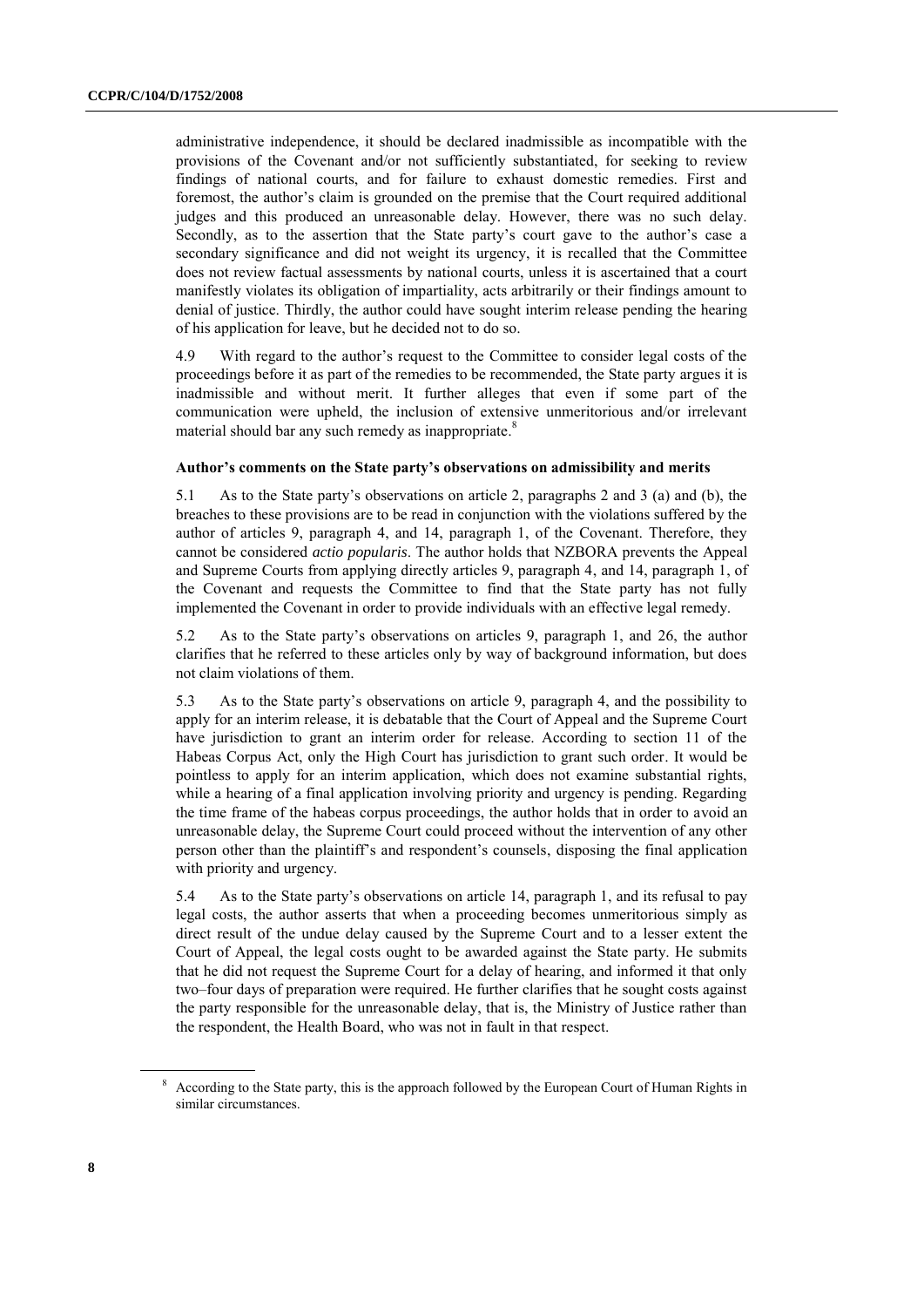administrative independence, it should be declared inadmissible as incompatible with the provisions of the Covenant and/or not sufficiently substantiated, for seeking to review findings of national courts, and for failure to exhaust domestic remedies. First and foremost, the author's claim is grounded on the premise that the Court required additional judges and this produced an unreasonable delay. However, there was no such delay. Secondly, as to the assertion that the State party's court gave to the author's case a secondary significance and did not weight its urgency, it is recalled that the Committee does not review factual assessments by national courts, unless it is ascertained that a court manifestly violates its obligation of impartiality, acts arbitrarily or their findings amount to denial of justice. Thirdly, the author could have sought interim release pending the hearing of his application for leave, but he decided not to do so.

4.9 With regard to the author's request to the Committee to consider legal costs of the proceedings before it as part of the remedies to be recommended, the State party argues it is inadmissible and without merit. It further alleges that even if some part of the communication were upheld, the inclusion of extensive unmeritorious and/or irrelevant material should bar any such remedy as inappropriate.[8]

**Author's comments on the State party's observations on admissibility and merits**

5.1 As to the State party's observations on article 2, paragraphs 2 and 3 (a) and (b), the breaches to these provisions are to be read in conjunction with the violations suffered by the author of articles 9, paragraph 4, and 14, paragraph 1, of the Covenant. Therefore, they cannot be considered *actio popularis*. The author holds that NZBORA prevents the Appeal and Supreme Courts from applying directly articles 9, paragraph 4, and 14, paragraph 1, of the Covenant and requests the Committee to find that the State party has not fully implemented the Covenant in order to provide individuals with an effective legal remedy.

5.2 As to the State party's observations on articles 9, paragraph 1, and 26, the author clarifies that he referred to these articles only by way of background information, but does not claim violations of them.

5.3 As to the State party's observations on article 9, paragraph 4, and the possibility to apply for an interim release, it is debatable that the Court of Appeal and the Supreme Court have jurisdiction to grant an interim order for release. According to section 11 of the Habeas Corpus Act, only the High Court has jurisdiction to grant such order. It would be pointless to apply for an interim application, which does not examine substantial rights, while a hearing of a final application involving priority and urgency is pending. Regarding the time frame of the habeas corpus proceedings, the author holds that in order to avoid an unreasonable delay, the Supreme Court could proceed without the intervention of any other person other than the plaintiff's and respondent's counsels, disposing the final application with priority and urgency.

5.4 As to the State party's observations on article 14, paragraph 1, and its refusal to pay legal costs, the author asserts that when a proceeding becomes unmeritorious simply as direct result of the undue delay caused by the Supreme Court and to a lesser extent the Court of Appeal, the legal costs ought to be awarded against the State party. He submits that he did not request the Supreme Court for a delay of hearing, and informed it that only two–four days of preparation were required. He further clarifies that he sought costs against the party responsible for the unreasonable delay, that is, the Ministry of Justice rather than the respondent, the Health Board, who was not in fault in that respect.

[8] According to the State party, this is the approach followed by the European Court of Human Rights in similar circumstances.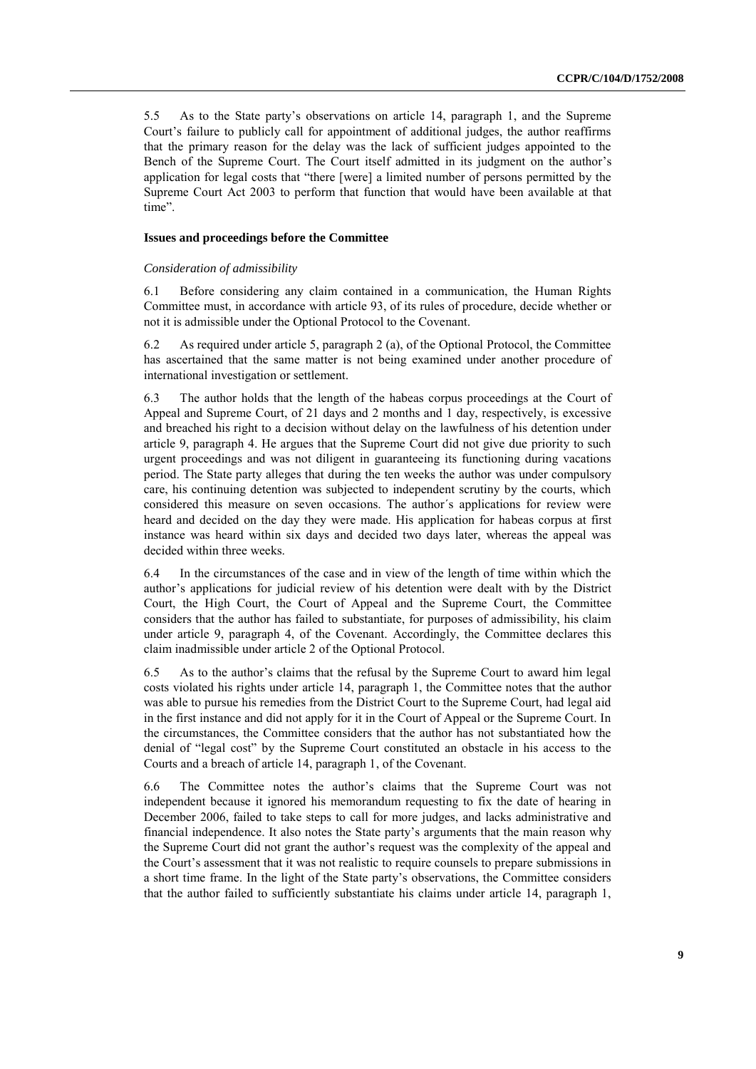5.5 As to the State party's observations on article 14, paragraph 1, and the Supreme Court's failure to publicly call for appointment of additional judges, the author reaffirms that the primary reason for the delay was the lack of sufficient judges appointed to the Bench of the Supreme Court. The Court itself admitted in its judgment on the author's application for legal costs that "there [were] a limited number of persons permitted by the Supreme Court Act 2003 to perform that function that would have been available at that time".

### Issues and proceedings before the Committee

*Consideration of admissibility*

6.1 Before considering any claim contained in a communication, the Human Rights Committee must, in accordance with article 93, of its rules of procedure, decide whether or not it is admissible under the Optional Protocol to the Covenant.

6.2 As required under article 5, paragraph 2 (a), of the Optional Protocol, the Committee has ascertained that the same matter is not being examined under another procedure of international investigation or settlement.

6.3 The author holds that the length of the habeas corpus proceedings at the Court of Appeal and Supreme Court, of 21 days and 2 months and 1 day, respectively, is excessive and breached his right to a decision without delay on the lawfulness of his detention under article 9, paragraph 4. He argues that the Supreme Court did not give due priority to such urgent proceedings and was not diligent in guaranteeing its functioning during vacations period. The State party alleges that during the ten weeks the author was under compulsory care, his continuing detention was subjected to independent scrutiny by the courts, which considered this measure on seven occasions. The author´s applications for review were heard and decided on the day they were made. His application for habeas corpus at first instance was heard within six days and decided two days later, whereas the appeal was decided within three weeks.

6.4 In the circumstances of the case and in view of the length of time within which the author's applications for judicial review of his detention were dealt with by the District Court, the High Court, the Court of Appeal and the Supreme Court, the Committee considers that the author has failed to substantiate, for purposes of admissibility, his claim under article 9, paragraph 4, of the Covenant. Accordingly, the Committee declares this claim inadmissible under article 2 of the Optional Protocol.

6.5 As to the author's claims that the refusal by the Supreme Court to award him legal costs violated his rights under article 14, paragraph 1, the Committee notes that the author was able to pursue his remedies from the District Court to the Supreme Court, had legal aid in the first instance and did not apply for it in the Court of Appeal or the Supreme Court. In the circumstances, the Committee considers that the author has not substantiated how the denial of "legal cost" by the Supreme Court constituted an obstacle in his access to the Courts and a breach of article 14, paragraph 1, of the Covenant.

6.6 The Committee notes the author's claims that the Supreme Court was not independent because it ignored his memorandum requesting to fix the date of hearing in December 2006, failed to take steps to call for more judges, and lacks administrative and financial independence. It also notes the State party's arguments that the main reason why the Supreme Court did not grant the author's request was the complexity of the appeal and the Court's assessment that it was not realistic to require counsels to prepare submissions in a short time frame. In the light of the State party's observations, the Committee considers that the author failed to sufficiently substantiate his claims under article 14, paragraph 1,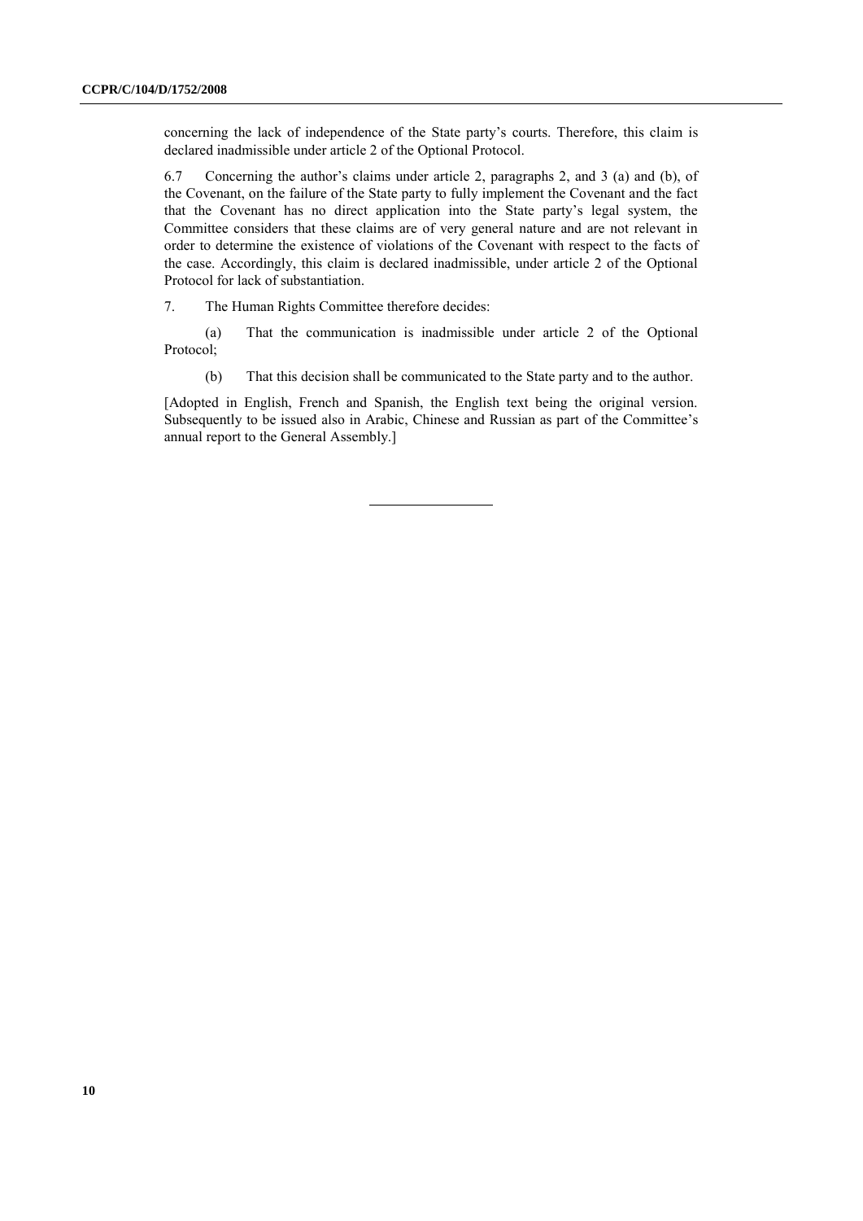concerning the lack of independence of the State party's courts. Therefore, this claim is declared inadmissible under article 2 of the Optional Protocol.

6.7 Concerning the author's claims under article 2, paragraphs 2, and 3 (a) and (b), of the Covenant, on the failure of the State party to fully implement the Covenant and the fact that the Covenant has no direct application into the State party's legal system, the Committee considers that these claims are of very general nature and are not relevant in order to determine the existence of violations of the Covenant with respect to the facts of the case. Accordingly, this claim is declared inadmissible, under article 2 of the Optional Protocol for lack of substantiation.

7. The Human Rights Committee therefore decides:

(a) That the communication is inadmissible under article 2 of the Optional Protocol;

(b) That this decision shall be communicated to the State party and to the author.

[Adopted in English, French and Spanish, the English text being the original version. Subsequently to be issued also in Arabic, Chinese and Russian as part of the Committee's annual report to the General Assembly.]